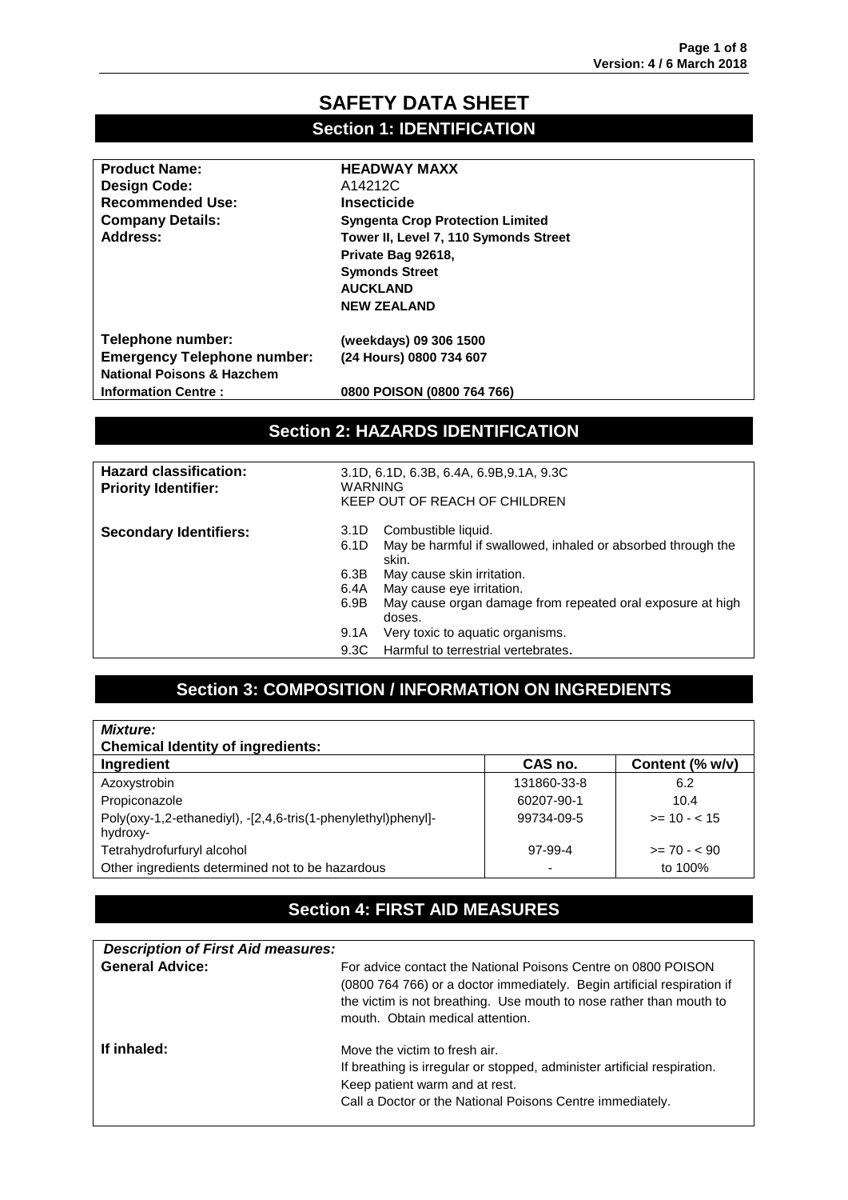# SAFETY DATA SHEET

## Section 1: IDENTIFICATION

| | |
|---|---|
| **Product Name:** | **HEADWAY MAXX** |
| **Design Code:** | A14212C |
| **Recommended Use:** | **Insecticide** |
| **Company Details:** | **Syngenta Crop Protection Limited** |
| **Address:** | **Tower II, Level 7, 110 Symonds Street**<br>**Private Bag 92618,**<br>**Symonds Street**<br>**AUCKLAND**<br>**NEW ZEALAND** |
| **Telephone number:** | **(weekdays) 09 306 1500** |
| **Emergency Telephone number:** | **(24 Hours) 0800 734 607** |
| **National Poisons & Hazchem Information Centre :** | **0800 POISON (0800 764 766)** |

## Section 2: HAZARDS IDENTIFICATION

| | |
|---|---|
| **Hazard classification:** | 3.1D, 6.1D, 6.3B, 6.4A, 6.9B,9.1A, 9.3C |
| **Priority Identifier:** | WARNING<br>KEEP OUT OF REACH OF CHILDREN |
| **Secondary Identifiers:** | 3.1D Combustible liquid.<br>6.1D May be harmful if swallowed, inhaled or absorbed through the skin.<br>6.3B May cause skin irritation.<br>6.4A May cause eye irritation.<br>6.9B May cause organ damage from repeated oral exposure at high doses.<br>9.1A Very toxic to aquatic organisms.<br>9.3C Harmful to terrestrial vertebrates. |

## Section 3: COMPOSITION / INFORMATION ON INGREDIENTS

***Mixture:***

**Chemical Identity of ingredients:**

| Ingredient | CAS no. | Content (% w/v) |
|---|---|---|
| Azoxystrobin | 131860-33-8 | 6.2 |
| Propiconazole | 60207-90-1 | 10.4 |
| Poly(oxy-1,2-ethanediyl), -[2,4,6-tris(1-phenylethyl)phenyl]-hydroxy- | 99734-09-5 | >= 10 - < 15 |
| Tetrahydrofurfuryl alcohol | 97-99-4 | >= 70 - < 90 |
| Other ingredients determined not to be hazardous | - | to 100% |

## Section 4: FIRST AID MEASURES

***Description of First Aid measures:***

| | |
|---|---|
| **General Advice:** | For advice contact the National Poisons Centre on 0800 POISON (0800 764 766) or a doctor immediately. Begin artificial respiration if the victim is not breathing. Use mouth to nose rather than mouth to mouth. Obtain medical attention. |
| **If inhaled:** | Move the victim to fresh air.<br>If breathing is irregular or stopped, administer artificial respiration.<br>Keep patient warm and at rest.<br>Call a Doctor or the National Poisons Centre immediately. |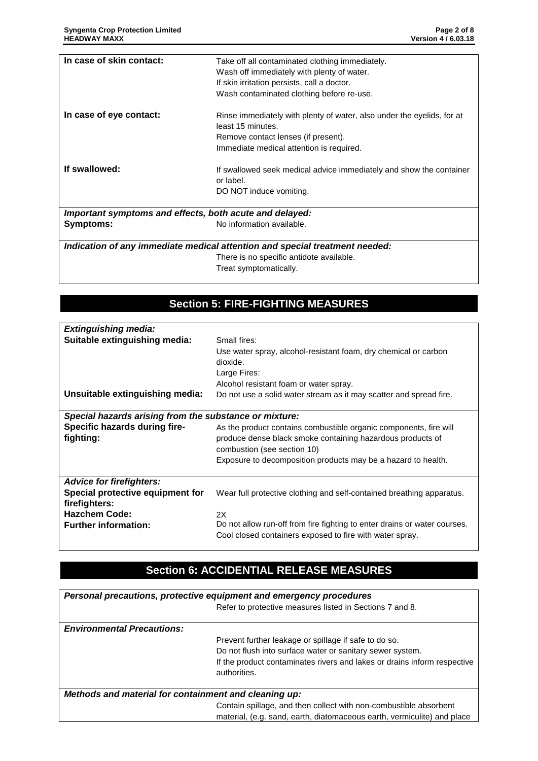| | |
|---|---|
| **In case of skin contact:** | Take off all contaminated clothing immediately.<br>Wash off immediately with plenty of water.<br>If skin irritation persists, call a doctor.<br>Wash contaminated clothing before re-use. |
| **In case of eye contact:** | Rinse immediately with plenty of water, also under the eyelids, for at least 15 minutes.<br>Remove contact lenses (if present).<br>Immediate medical attention is required. |
| **If swallowed:** | If swallowed seek medical advice immediately and show the container or label.<br>DO NOT induce vomiting. |

***Important symptoms and effects, both acute and delayed:***

| | |
|---|---|
| **Symptoms:** | No information available. |

***Indication of any immediate medical attention and special treatment needed:***

There is no specific antidote available.
Treat symptomatically.

## Section 5: FIRE-FIGHTING MEASURES

***Extinguishing media:***

| | |
|---|---|
| **Suitable extinguishing media:** | Small fires:<br>Use water spray, alcohol-resistant foam, dry chemical or carbon dioxide.<br>Large Fires:<br>Alcohol resistant foam or water spray. |
| **Unsuitable extinguishing media:** | Do not use a solid water stream as it may scatter and spread fire. |

***Special hazards arising from the substance or mixture:***

| | |
|---|---|
| **Specific hazards during fire-fighting:** | As the product contains combustible organic components, fire will produce dense black smoke containing hazardous products of combustion (see section 10)<br>Exposure to decomposition products may be a hazard to health. |

***Advice for firefighters:***

| | |
|---|---|
| **Special protective equipment for firefighters:** | Wear full protective clothing and self-contained breathing apparatus. |
| **Hazchem Code:** | 2X |
| **Further information:** | Do not allow run-off from fire fighting to enter drains or water courses.<br>Cool closed containers exposed to fire with water spray. |

## Section 6: ACCIDENTAL RELEASE MEASURES

***Personal precautions, protective equipment and emergency procedures***

Refer to protective measures listed in Sections 7 and 8.

***Environmental Precautions:***

Prevent further leakage or spillage if safe to do so.
Do not flush into surface water or sanitary sewer system.
If the product contaminates rivers and lakes or drains inform respective authorities.

***Methods and material for containment and cleaning up:***

Contain spillage, and then collect with non-combustible absorbent material, (e.g. sand, earth, diatomaceous earth, vermiculite) and place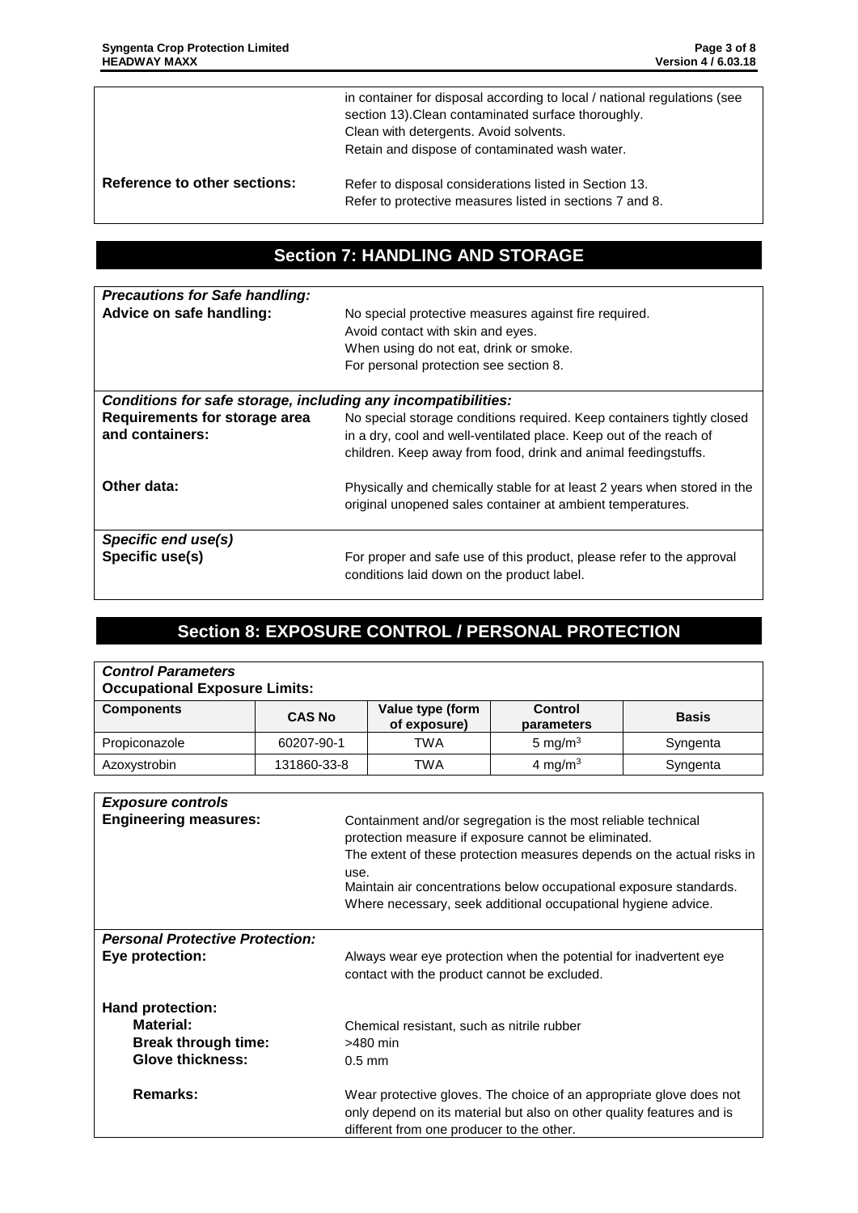| | |
|---|---|
| | in container for disposal according to local / national regulations (see section 13).Clean contaminated surface thoroughly. Clean with detergents. Avoid solvents. Retain and dispose of contaminated wash water. |
| **Reference to other sections:** | Refer to disposal considerations listed in Section 13. Refer to protective measures listed in sections 7 and 8. |

## Section 7: HANDLING AND STORAGE

***Precautions for Safe handling:***

| | |
|---|---|
| **Advice on safe handling:** | No special protective measures against fire required. Avoid contact with skin and eyes. When using do not eat, drink or smoke. For personal protection see section 8. |

***Conditions for safe storage, including any incompatibilities:***

| | |
|---|---|
| **Requirements for storage area and containers:** | No special storage conditions required. Keep containers tightly closed in a dry, cool and well-ventilated place. Keep out of the reach of children. Keep away from food, drink and animal feedingstuffs. |
| **Other data:** | Physically and chemically stable for at least 2 years when stored in the original unopened sales container at ambient temperatures. |

***Specific end use(s)***

| | |
|---|---|
| **Specific use(s)** | For proper and safe use of this product, please refer to the approval conditions laid down on the product label. |

## Section 8: EXPOSURE CONTROL / PERSONAL PROTECTION

***Control Parameters***

**Occupational Exposure Limits:**

| Components | CAS No | Value type (form of exposure) | Control parameters | Basis |
|---|---|---|---|---|
| Propiconazole | 60207-90-1 | TWA | 5 $mg/m^3$ | Syngenta |
| Azoxystrobin | 131860-33-8 | TWA | 4 $mg/m^3$ | Syngenta |

***Exposure controls***

| | |
|---|---|
| **Engineering measures:** | Containment and/or segregation is the most reliable technical protection measure if exposure cannot be eliminated. The extent of these protection measures depends on the actual risks in use. Maintain air concentrations below occupational exposure standards. Where necessary, seek additional occupational hygiene advice. |

***Personal Protective Protection:***

| | |
|---|---|
| **Eye protection:** | Always wear eye protection when the potential for inadvertent eye contact with the product cannot be excluded. |
| **Hand protection:** | |
| **Material:** | Chemical resistant, such as nitrile rubber |
| **Break through time:** | >480 min |
| **Glove thickness:** | 0.5 mm |
| **Remarks:** | Wear protective gloves. The choice of an appropriate glove does not only depend on its material but also on other quality features and is different from one producer to the other. |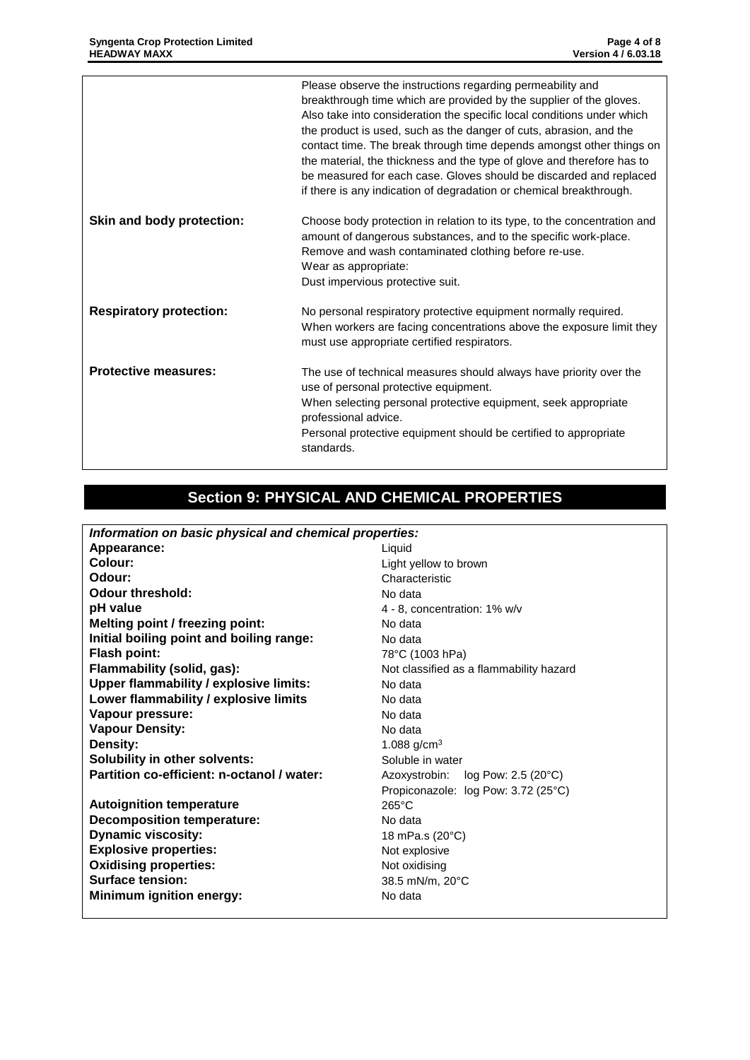| | |
|---|---|
| | Please observe the instructions regarding permeability and breakthrough time which are provided by the supplier of the gloves. Also take into consideration the specific local conditions under which the product is used, such as the danger of cuts, abrasion, and the contact time. The break through time depends amongst other things on the material, the thickness and the type of glove and therefore has to be measured for each case. Gloves should be discarded and replaced if there is any indication of degradation or chemical breakthrough. |
| **Skin and body protection:** | Choose body protection in relation to its type, to the concentration and amount of dangerous substances, and to the specific work-place.<br>Remove and wash contaminated clothing before re-use.<br>Wear as appropriate:<br>Dust impervious protective suit. |
| **Respiratory protection:** | No personal respiratory protective equipment normally required.<br>When workers are facing concentrations above the exposure limit they must use appropriate certified respirators. |
| **Protective measures:** | The use of technical measures should always have priority over the use of personal protective equipment.<br>When selecting personal protective equipment, seek appropriate professional advice.<br>Personal protective equipment should be certified to appropriate standards. |

## Section 9: PHYSICAL AND CHEMICAL PROPERTIES

***Information on basic physical and chemical properties:***

| | |
|---|---|
| **Appearance:** | Liquid |
| **Colour:** | Light yellow to brown |
| **Odour:** | Characteristic |
| **Odour threshold:** | No data |
| **pH value** | 4 - 8, concentration: 1% w/v |
| **Melting point / freezing point:** | No data |
| **Initial boiling point and boiling range:** | No data |
| **Flash point:** | 78°C (1003 hPa) |
| **Flammability (solid, gas):** | Not classified as a flammability hazard |
| **Upper flammability / explosive limits:** | No data |
| **Lower flammability / explosive limits** | No data |
| **Vapour pressure:** | No data |
| **Vapour Density:** | No data |
| **Density:** | 1.088 g/cm$^3$ |
| **Solubility in other solvents:** | Soluble in water |
| **Partition co-efficient: n-octanol / water:** | Azoxystrobin: log Pow: 2.5 (20°C)<br>Propiconazole: log Pow: 3.72 (25°C) |
| **Autoignition temperature** | 265°C |
| **Decomposition temperature:** | No data |
| **Dynamic viscosity:** | 18 mPa.s (20°C) |
| **Explosive properties:** | Not explosive |
| **Oxidising properties:** | Not oxidising |
| **Surface tension:** | 38.5 mN/m, 20°C |
| **Minimum ignition energy:** | No data |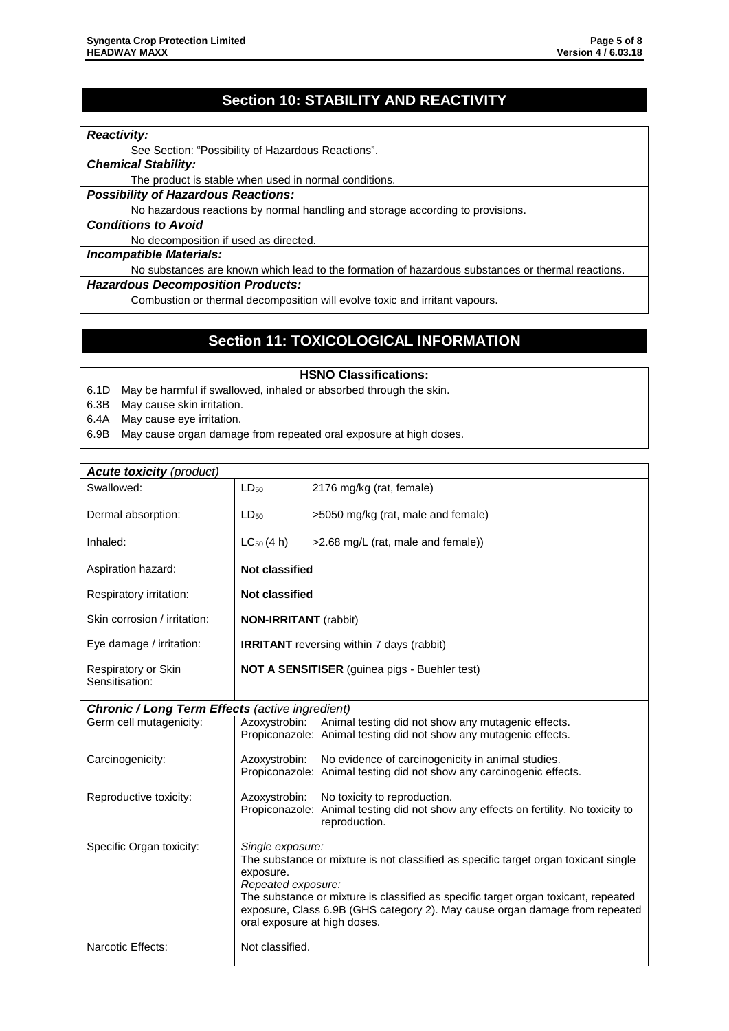## Section 10: STABILITY AND REACTIVITY

***Reactivity:***

See Section: "Possibility of Hazardous Reactions".

***Chemical Stability:***

The product is stable when used in normal conditions.

***Possibility of Hazardous Reactions:***

No hazardous reactions by normal handling and storage according to provisions.

***Conditions to Avoid***

No decomposition if used as directed.

***Incompatible Materials:***

No substances are known which lead to the formation of hazardous substances or thermal reactions.

***Hazardous Decomposition Products:***

Combustion or thermal decomposition will evolve toxic and irritant vapours.

## Section 11: TOXICOLOGICAL INFORMATION

**HSNO Classifications:**

6.1D May be harmful if swallowed, inhaled or absorbed through the skin.
6.3B May cause skin irritation.
6.4A May cause eye irritation.
6.9B May cause organ damage from repeated oral exposure at high doses.

| ***Acute toxicity*** *(product)* | | |
|---|---|---|
| Swallowed: | $LD_{50}$ | 2176 mg/kg (rat, female) |
| Dermal absorption: | $LD_{50}$ | >5050 mg/kg (rat, male and female) |
| Inhaled: | $LC_{50}$ (4 h) | >2.68 mg/L (rat, male and female)) |
| Aspiration hazard: | **Not classified** | |
| Respiratory irritation: | **Not classified** | |
| Skin corrosion / irritation: | **NON-IRRITANT** (rabbit) | |
| Eye damage / irritation: | **IRRITANT** reversing within 7 days (rabbit) | |
| Respiratory or Skin Sensitisation: | **NOT A SENSITISER** (guinea pigs - Buehler test) | |

| ***Chronic / Long Term Effects*** *(active ingredient)* | | |
|---|---|---|
| Germ cell mutagenicity: | Azoxystrobin: | Animal testing did not show any mutagenic effects. |
| | Propiconazole: | Animal testing did not show any mutagenic effects. |
| Carcinogenicity: | Azoxystrobin: | No evidence of carcinogenicity in animal studies. |
| | Propiconazole: | Animal testing did not show any carcinogenic effects. |
| Reproductive toxicity: | Azoxystrobin: | No toxicity to reproduction. |
| | Propiconazole: | Animal testing did not show any effects on fertility. No toxicity to reproduction. |
| Specific Organ toxicity: | *Single exposure:* The substance or mixture is not classified as specific target organ toxicant single exposure. *Repeated exposure:* The substance or mixture is classified as specific target organ toxicant, repeated exposure, Class 6.9B (GHS category 2). May cause organ damage from repeated oral exposure at high doses. | |
| Narcotic Effects: | Not classified. | |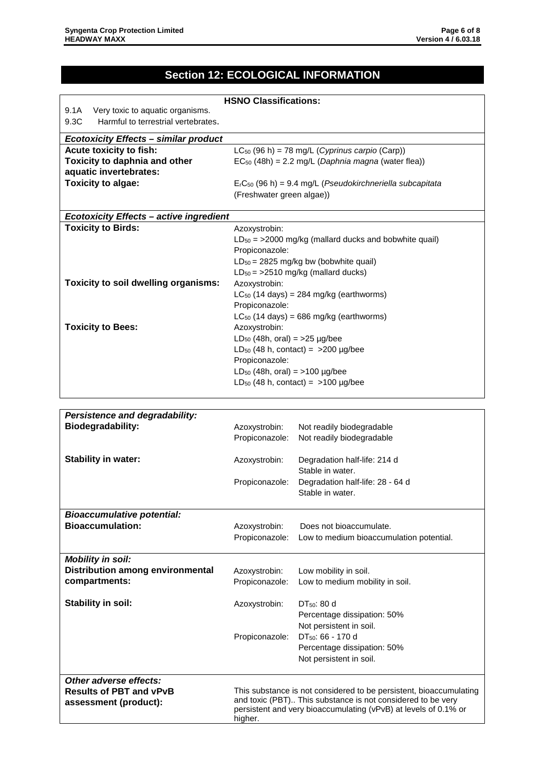## Section 12: ECOLOGICAL INFORMATION

**HSNO Classifications:**

9.1A Very toxic to aquatic organisms.
9.3C Harmful to terrestrial vertebrates.

| ***Ecotoxicity Effects – similar product*** | |
|---|---|
| **Acute toxicity to fish:** | $LC_{50}$ (96 h) = 78 mg/L (*Cyprinus carpio* (Carp)) |
| **Toxicity to daphnia and other aquatic invertebrates:** | $EC_{50}$ (48h) = 2.2 mg/L (*Daphnia magna* (water flea)) |
| **Toxicity to algae:** | $E_rC_{50}$ (96 h) = 9.4 mg/L (*Pseudokirchneriella subcapitata* (Freshwater green algae)) |

| ***Ecotoxicity Effects – active ingredient*** | |
|---|---|
| **Toxicity to Birds:** | Azoxystrobin:<br>$LD_{50}$ = >2000 mg/kg (mallard ducks and bobwhite quail)<br>Propiconazole:<br>$LD_{50}$ = 2825 mg/kg bw (bobwhite quail)<br>$LD_{50}$ = >2510 mg/kg (mallard ducks) |
| **Toxicity to soil dwelling organisms:** | Azoxystrobin:<br>$LC_{50}$ (14 days) = 284 mg/kg (earthworms)<br>Propiconazole:<br>$LC_{50}$ (14 days) = 686 mg/kg (earthworms) |
| **Toxicity to Bees:** | Azoxystrobin:<br>$LD_{50}$ (48h, oral) = >25 µg/bee<br>$LD_{50}$ (48 h, contact) = >200 µg/bee<br>Propiconazole:<br>$LD_{50}$ (48h, oral) = >100 µg/bee<br>$LD_{50}$ (48 h, contact) = >100 µg/bee |

| ***Persistence and degradability:*** | | |
|---|---|---|
| **Biodegradability:** | Azoxystrobin: | Not readily biodegradable |
| | Propiconazole: | Not readily biodegradable |
| **Stability in water:** | Azoxystrobin: | Degradation half-life: 214 d<br>Stable in water. |
| | Propiconazole: | Degradation half-life: 28 - 64 d<br>Stable in water. |
| ***Bioaccumulative potential:*** | | |
| **Bioaccumulation:** | Azoxystrobin: | Does not bioaccumulate. |
| | Propiconazole: | Low to medium bioaccumulation potential. |
| ***Mobility in soil:*** | | |
| **Distribution among environmental compartments:** | Azoxystrobin: | Low mobility in soil. |
| | Propiconazole: | Low to medium mobility in soil. |
| **Stability in soil:** | Azoxystrobin: | $DT_{50}$: 80 d<br>Percentage dissipation: 50%<br>Not persistent in soil. |
| | Propiconazole: | $DT_{50}$: 66 - 170 d<br>Percentage dissipation: 50%<br>Not persistent in soil. |
| ***Other adverse effects:*** | | |
| **Results of PBT and vPvB assessment (product):** | This substance is not considered to be persistent, bioaccumulating and toxic (PBT).. This substance is not considered to be very persistent and very bioaccumulating (vPvB) at levels of 0.1% or higher. | |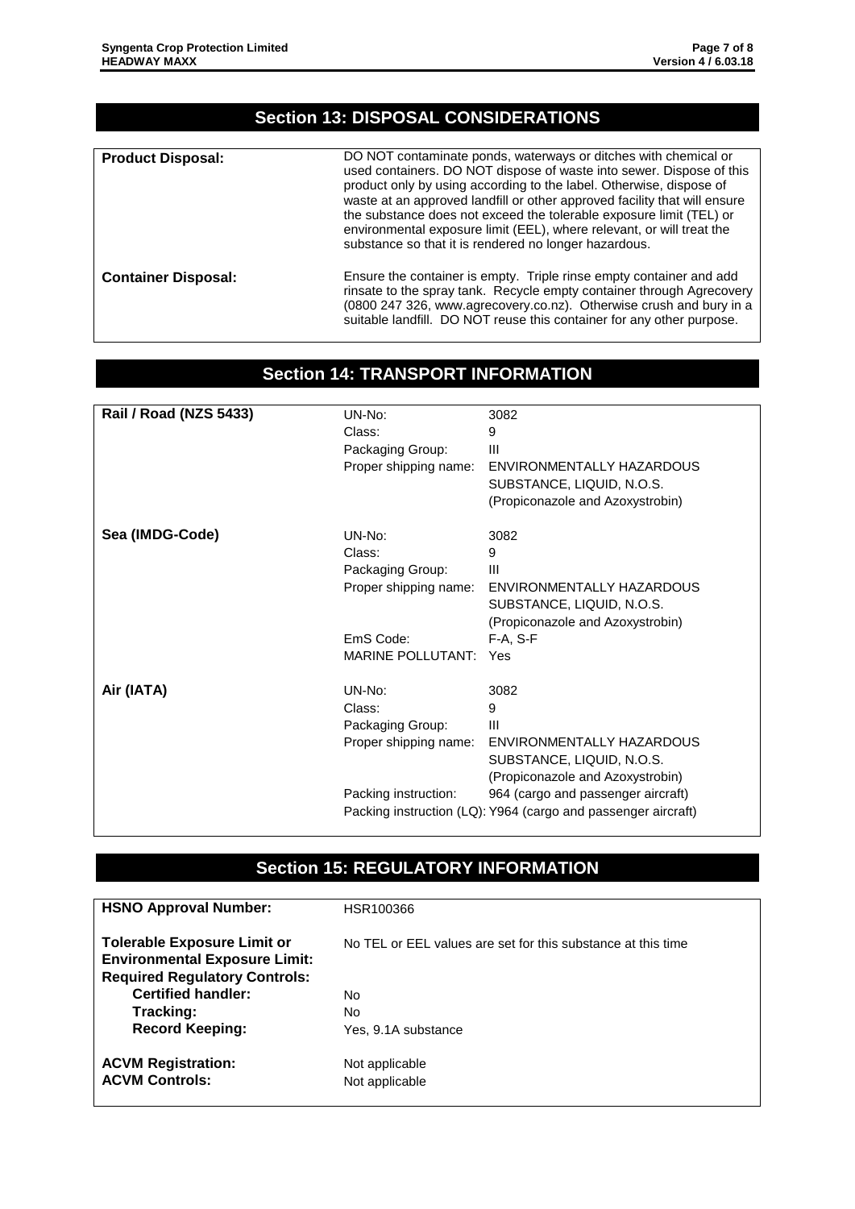## Section 13: DISPOSAL CONSIDERATIONS

| | |
|---|---|
| **Product Disposal:** | DO NOT contaminate ponds, waterways or ditches with chemical or used containers. DO NOT dispose of waste into sewer. Dispose of this product only by using according to the label. Otherwise, dispose of waste at an approved landfill or other approved facility that will ensure the substance does not exceed the tolerable exposure limit (TEL) or environmental exposure limit (EEL), where relevant, or will treat the substance so that it is rendered no longer hazardous. |
| **Container Disposal:** | Ensure the container is empty. Triple rinse empty container and add rinsate to the spray tank. Recycle empty container through Agrecovery (0800 247 326, www.agrecovery.co.nz). Otherwise crush and bury in a suitable landfill. DO NOT reuse this container for any other purpose. |

## Section 14: TRANSPORT INFORMATION

| | | |
|---|---|---|
| **Rail / Road (NZS 5433)** | UN-No: | 3082 |
| | Class: | 9 |
| | Packaging Group: | III |
| | Proper shipping name: | ENVIRONMENTALLY HAZARDOUS SUBSTANCE, LIQUID, N.O.S. (Propiconazole and Azoxystrobin) |
| **Sea (IMDG-Code)** | UN-No: | 3082 |
| | Class: | 9 |
| | Packaging Group: | III |
| | Proper shipping name: | ENVIRONMENTALLY HAZARDOUS SUBSTANCE, LIQUID, N.O.S. (Propiconazole and Azoxystrobin) |
| | EmS Code: | F-A, S-F |
| | MARINE POLLUTANT: | Yes |
| **Air (IATA)** | UN-No: | 3082 |
| | Class: | 9 |
| | Packaging Group: | III |
| | Proper shipping name: | ENVIRONMENTALLY HAZARDOUS SUBSTANCE, LIQUID, N.O.S. (Propiconazole and Azoxystrobin) |
| | Packing instruction: | 964 (cargo and passenger aircraft) |
| | Packing instruction (LQ): | Y964 (cargo and passenger aircraft) |

## Section 15: REGULATORY INFORMATION

| | |
|---|---|
| **HSNO Approval Number:** | HSR100366 |
| **Tolerable Exposure Limit or Environmental Exposure Limit:** | No TEL or EEL values are set for this substance at this time |
| **Required Regulatory Controls:** | |
| **Certified handler:** | No |
| **Tracking:** | No |
| **Record Keeping:** | Yes, 9.1A substance |
| **ACVM Registration:** | Not applicable |
| **ACVM Controls:** | Not applicable |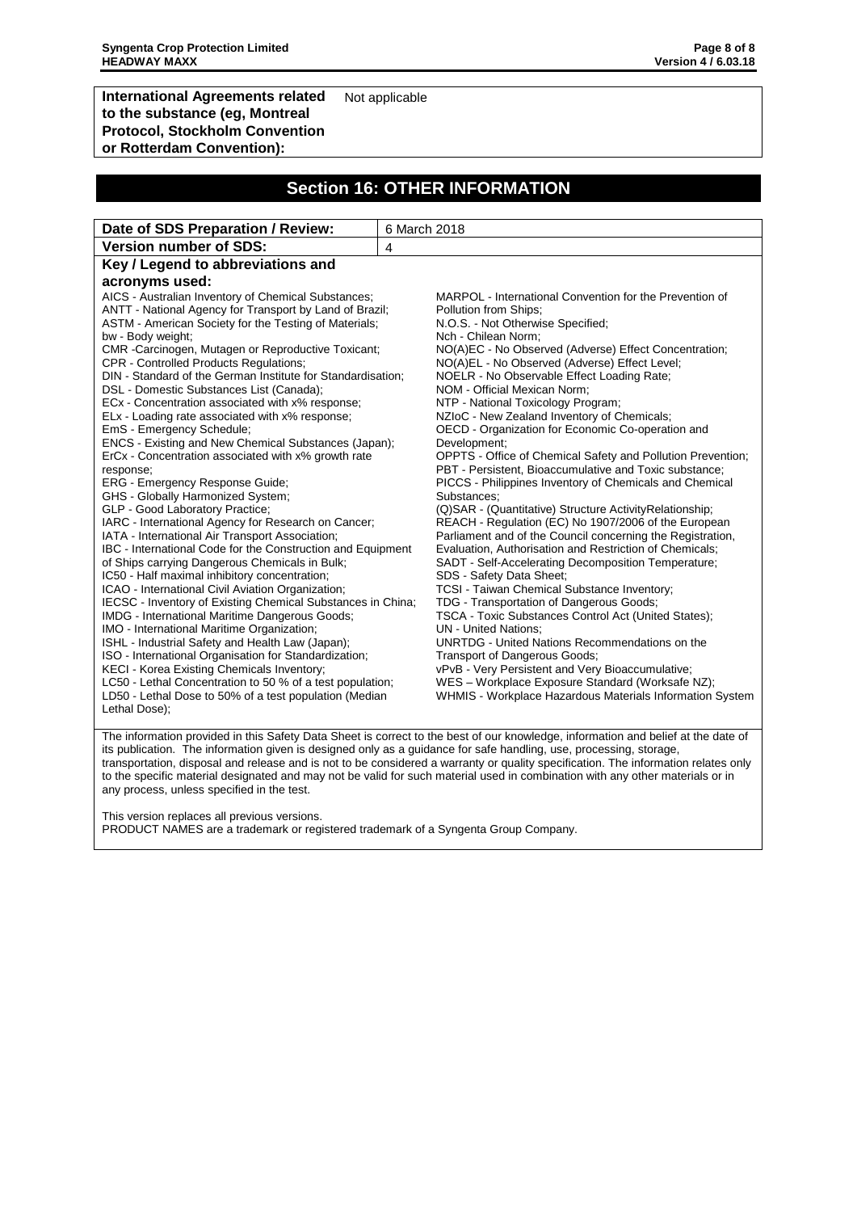| | |
|---|---|
| **International Agreements related to the substance (eg, Montreal Protocol, Stockholm Convention or Rotterdam Convention):** | Not applicable |

## Section 16: OTHER INFORMATION

| | |
|---|---|
| **Date of SDS Preparation / Review:** | 6 March 2018 |
| **Version number of SDS:** | 4 |

**Key / Legend to abbreviations and acronyms used:**

AICS - Australian Inventory of Chemical Substances;
ANTT - National Agency for Transport by Land of Brazil;
ASTM - American Society for the Testing of Materials;
bw - Body weight;
CMR -Carcinogen, Mutagen or Reproductive Toxicant;
CPR - Controlled Products Regulations;
DIN - Standard of the German Institute for Standardisation;
DSL - Domestic Substances List (Canada);
ECx - Concentration associated with x% response;
ELx - Loading rate associated with x% response;
EmS - Emergency Schedule;
ENCS - Existing and New Chemical Substances (Japan);
ErCx - Concentration associated with x% growth rate response;
ERG - Emergency Response Guide;
GHS - Globally Harmonized System;
GLP - Good Laboratory Practice;
IARC - International Agency for Research on Cancer;
IATA - International Air Transport Association;
IBC - International Code for the Construction and Equipment of Ships carrying Dangerous Chemicals in Bulk;
IC50 - Half maximal inhibitory concentration;
ICAO - International Civil Aviation Organization;
IECSC - Inventory of Existing Chemical Substances in China;
IMDG - International Maritime Dangerous Goods;
IMO - International Maritime Organization;
ISHL - Industrial Safety and Health Law (Japan);
ISO - International Organisation for Standardization;
KECI - Korea Existing Chemicals Inventory;
LC50 - Lethal Concentration to 50 % of a test population;
LD50 - Lethal Dose to 50% of a test population (Median Lethal Dose);
MARPOL - International Convention for the Prevention of Pollution from Ships;
N.O.S. - Not Otherwise Specified;
Nch - Chilean Norm;
NO(A)EC - No Observed (Adverse) Effect Concentration;
NO(A)EL - No Observed (Adverse) Effect Level;
NOELR - No Observable Effect Loading Rate;
NOM - Official Mexican Norm;
NTP - National Toxicology Program;
NZIoC - New Zealand Inventory of Chemicals;
OECD - Organization for Economic Co-operation and Development;
OPPTS - Office of Chemical Safety and Pollution Prevention;
PBT - Persistent, Bioaccumulative and Toxic substance;
PICCS - Philippines Inventory of Chemicals and Chemical Substances;
(Q)SAR - (Quantitative) Structure ActivityRelationship;
REACH - Regulation (EC) No 1907/2006 of the European Parliament and of the Council concerning the Registration, Evaluation, Authorisation and Restriction of Chemicals;
SADT - Self-Accelerating Decomposition Temperature;
SDS - Safety Data Sheet;
TCSI - Taiwan Chemical Substance Inventory;
TDG - Transportation of Dangerous Goods;
TSCA - Toxic Substances Control Act (United States);
UN - United Nations;
UNRTDG - United Nations Recommendations on the Transport of Dangerous Goods;
vPvB - Very Persistent and Very Bioaccumulative;
WES – Workplace Exposure Standard (Worksafe NZ);
WHMIS - Workplace Hazardous Materials Information System

The information provided in this Safety Data Sheet is correct to the best of our knowledge, information and belief at the date of its publication. The information given is designed only as a guidance for safe handling, use, processing, storage, transportation, disposal and release and is not to be considered a warranty or quality specification. The information relates only to the specific material designated and may not be valid for such material used in combination with any other materials or in any process, unless specified in the test.

This version replaces all previous versions.
PRODUCT NAMES are a trademark or registered trademark of a Syngenta Group Company.